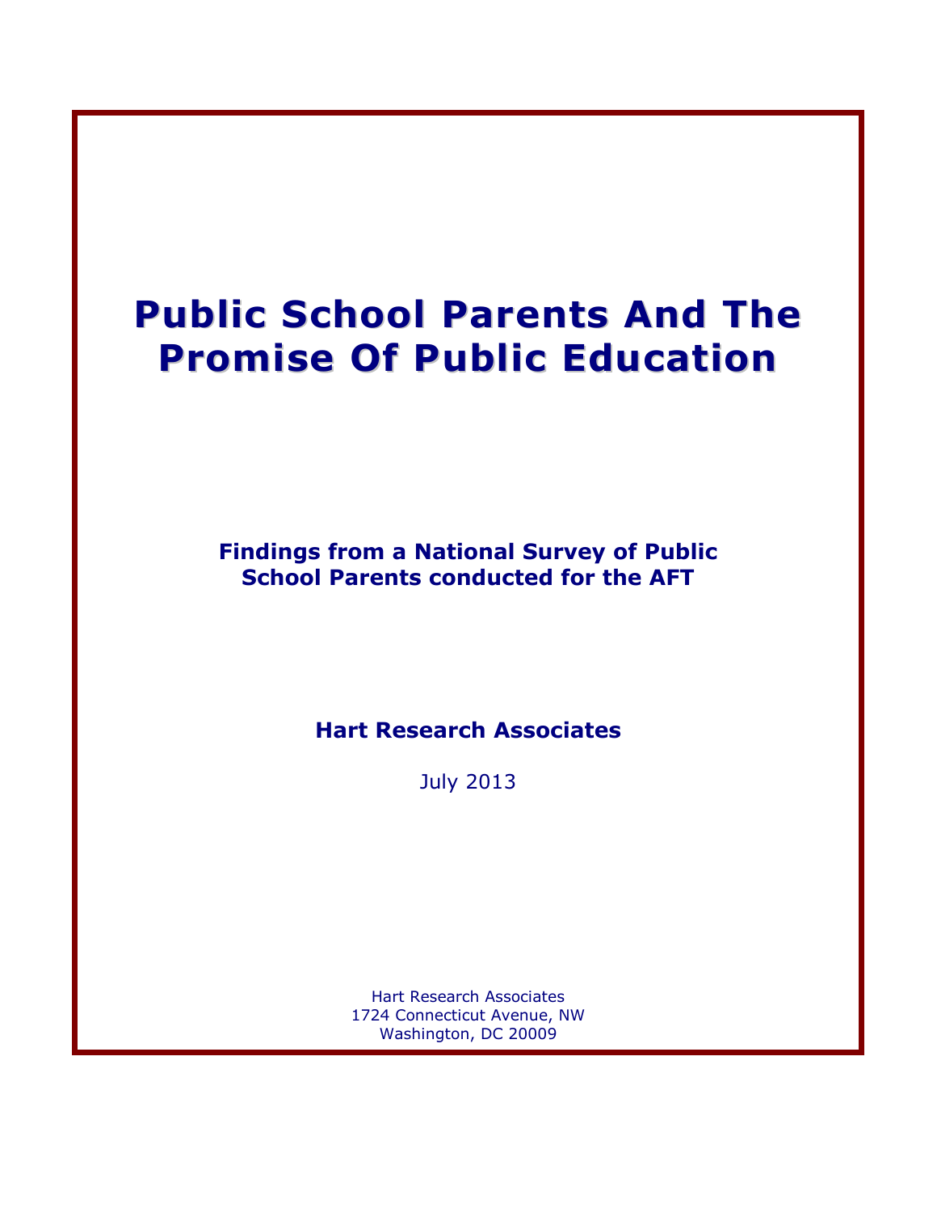# Public School Parents And The Promise Of Public Education

**Findings from a National Survey of Public School Parents conducted for the AFT**

**Hart Research Associates**

July 2013

Hart Research Associates
1724 Connecticut Avenue, NW
Washington, DC 20009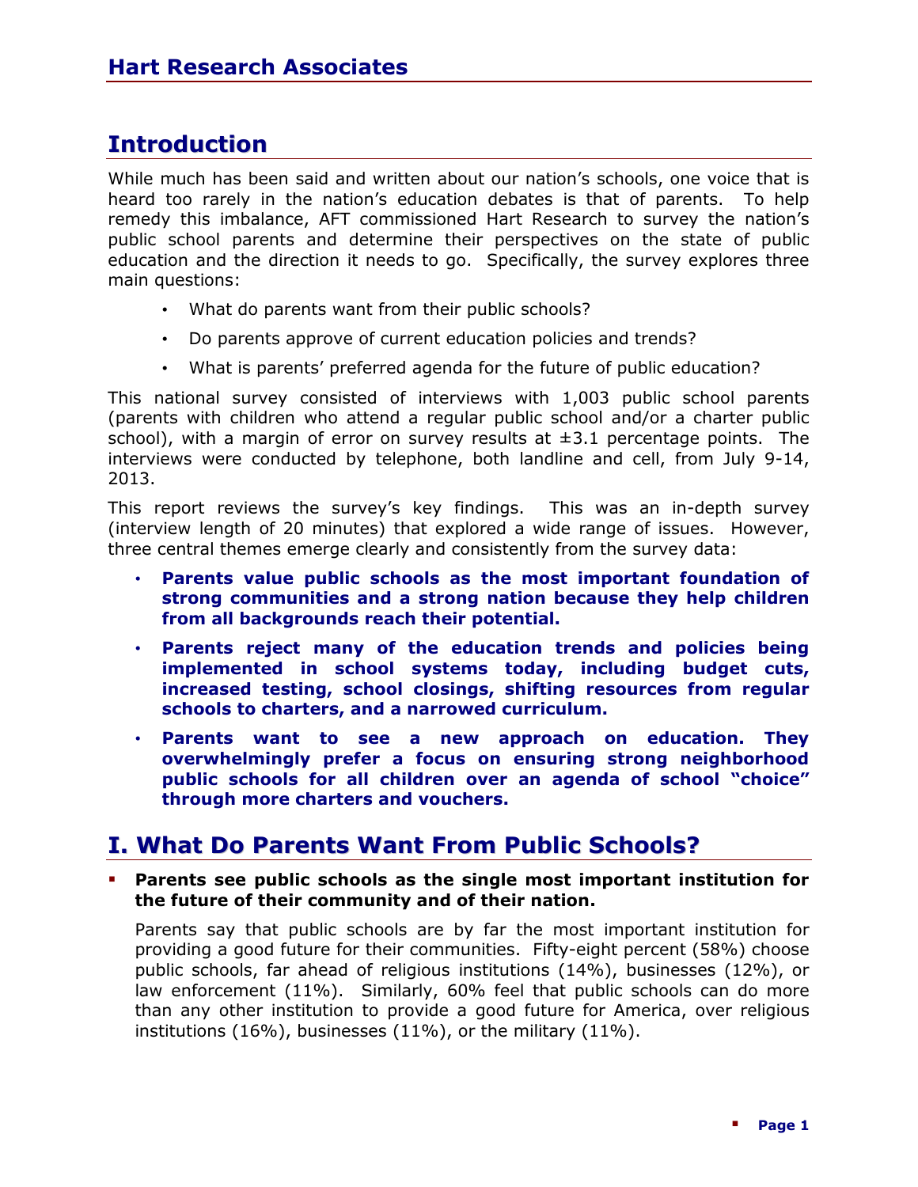## Introduction

While much has been said and written about our nation's schools, one voice that is heard too rarely in the nation's education debates is that of parents. To help remedy this imbalance, AFT commissioned Hart Research to survey the nation's public school parents and determine their perspectives on the state of public education and the direction it needs to go. Specifically, the survey explores three main questions:

- What do parents want from their public schools?
- Do parents approve of current education policies and trends?
- What is parents' preferred agenda for the future of public education?

This national survey consisted of interviews with 1,003 public school parents (parents with children who attend a regular public school and/or a charter public school), with a margin of error on survey results at ±3.1 percentage points. The interviews were conducted by telephone, both landline and cell, from July 9-14, 2013.

This report reviews the survey's key findings. This was an in-depth survey (interview length of 20 minutes) that explored a wide range of issues. However, three central themes emerge clearly and consistently from the survey data:

- **Parents value public schools as the most important foundation of strong communities and a strong nation because they help children from all backgrounds reach their potential.**
- **Parents reject many of the education trends and policies being implemented in school systems today, including budget cuts, increased testing, school closings, shifting resources from regular schools to charters, and a narrowed curriculum.**
- **Parents want to see a new approach on education. They overwhelmingly prefer a focus on ensuring strong neighborhood public schools for all children over an agenda of school "choice" through more charters and vouchers.**

## I. What Do Parents Want From Public Schools?

- **Parents see public schools as the single most important institution for the future of their community and of their nation.**

  Parents say that public schools are by far the most important institution for providing a good future for their communities. Fifty-eight percent (58%) choose public schools, far ahead of religious institutions (14%), businesses (12%), or law enforcement (11%). Similarly, 60% feel that public schools can do more than any other institution to provide a good future for America, over religious institutions (16%), businesses (11%), or the military (11%).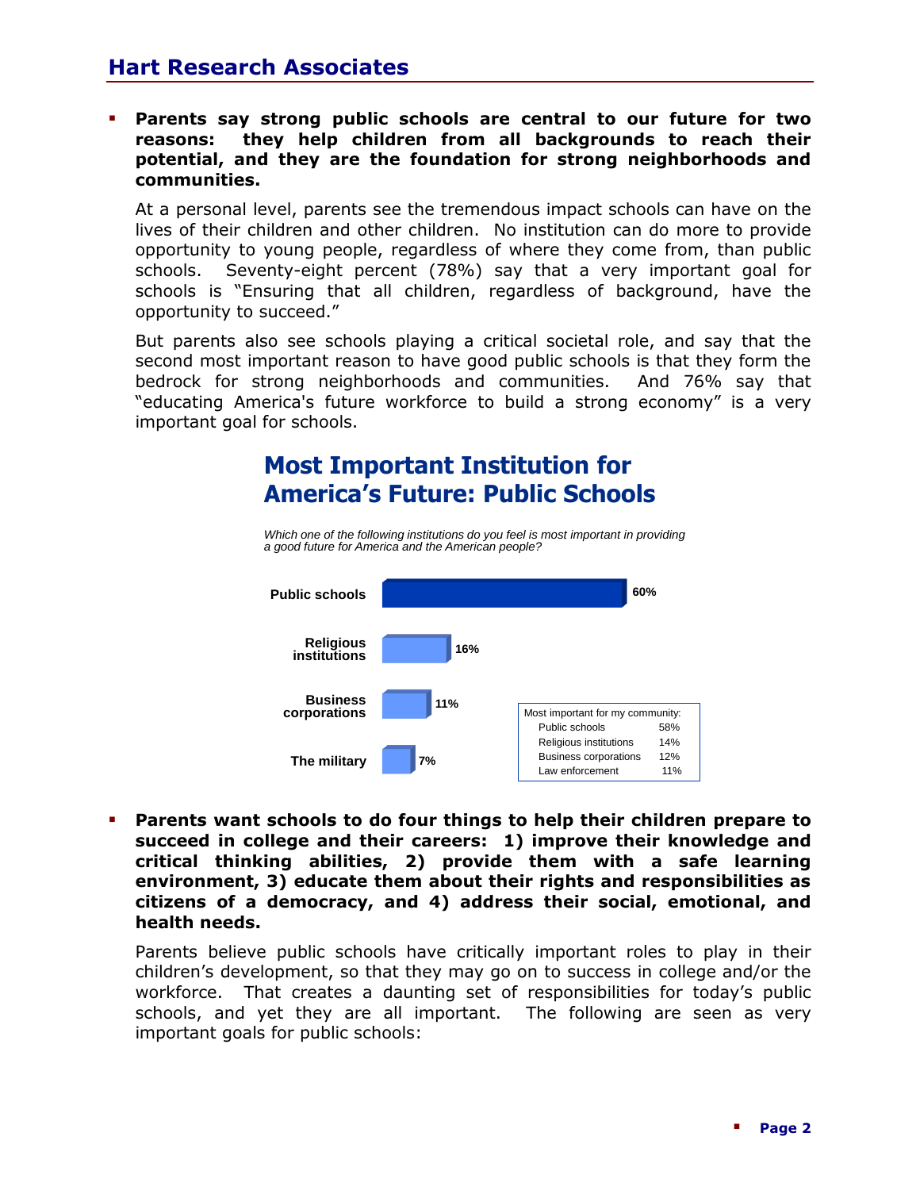- **Parents say strong public schools are central to our future for two reasons: they help children from all backgrounds to reach their potential, and they are the foundation for strong neighborhoods and communities.**

  At a personal level, parents see the tremendous impact schools can have on the lives of their children and other children. No institution can do more to provide opportunity to young people, regardless of where they come from, than public schools. Seventy-eight percent (78%) say that a very important goal for schools is "Ensuring that all children, regardless of background, have the opportunity to succeed."

  But parents also see schools playing a critical societal role, and say that the second most important reason to have good public schools is that they form the bedrock for strong neighborhoods and communities. And 76% say that "educating America's future workforce to build a strong economy" is a very important goal for schools.

## Most Important Institution for America's Future: Public Schools

*Which one of the following institutions do you feel is most important in providing a good future for America and the American people?*

| Institution | % |
|---|---|
| Public schools | 60% |
| Religious institutions | 16% |
| Business corporations | 11% |
| The military | 7% |

| Most important for my community: | |
|---|---|
| Public schools | 58% |
| Religious institutions | 14% |
| Business corporations | 12% |
| Law enforcement | 11% |

- **Parents want schools to do four things to help their children prepare to succeed in college and their careers: 1) improve their knowledge and critical thinking abilities, 2) provide them with a safe learning environment, 3) educate them about their rights and responsibilities as citizens of a democracy, and 4) address their social, emotional, and health needs.**

  Parents believe public schools have critically important roles to play in their children's development, so that they may go on to success in college and/or the workforce. That creates a daunting set of responsibilities for today's public schools, and yet they are all important. The following are seen as very important goals for public schools: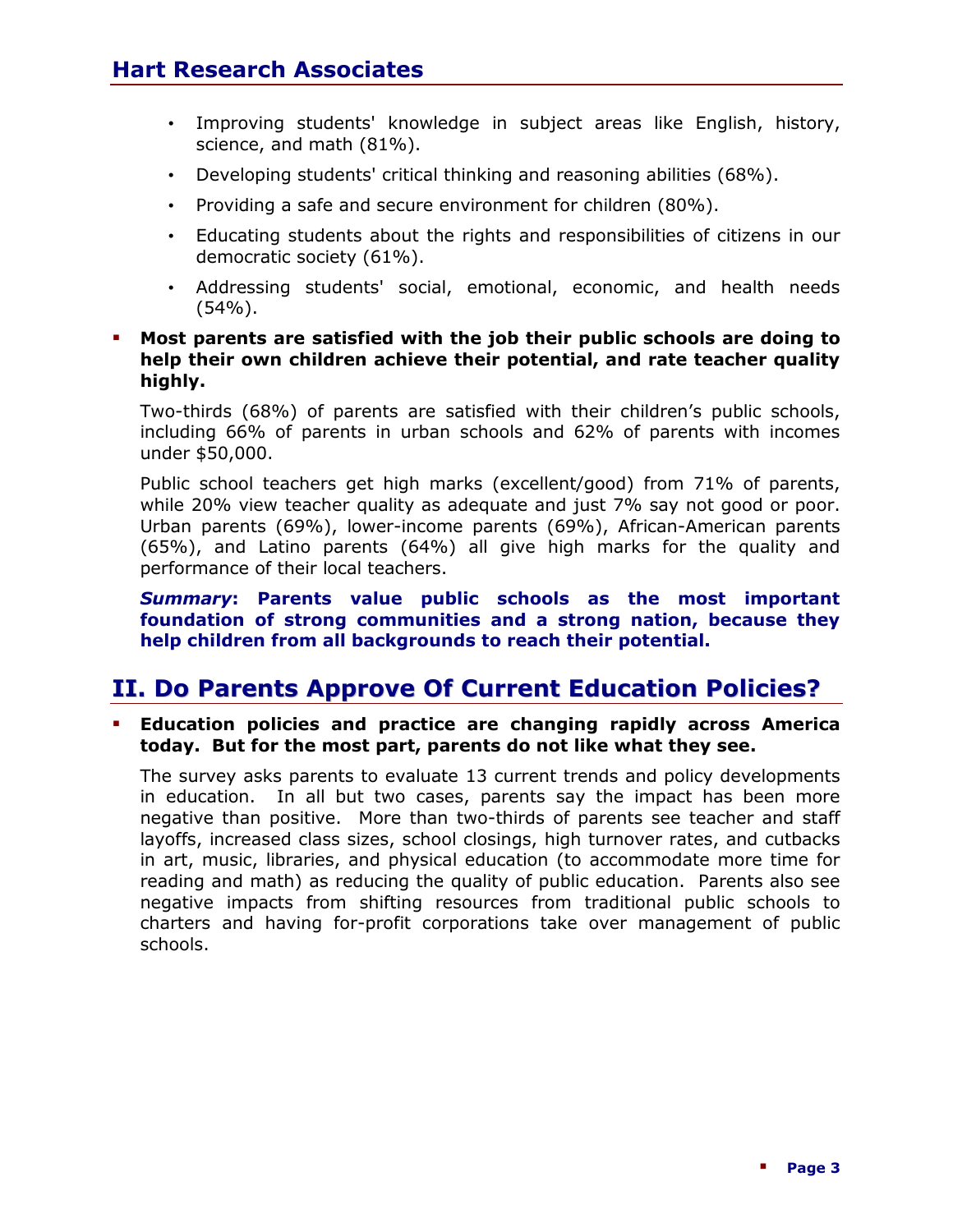- Improving students' knowledge in subject areas like English, history, science, and math (81%).
- Developing students' critical thinking and reasoning abilities (68%).
- Providing a safe and secure environment for children (80%).
- Educating students about the rights and responsibilities of citizens in our democratic society (61%).
- Addressing students' social, emotional, economic, and health needs (54%).

- **Most parents are satisfied with the job their public schools are doing to help their own children achieve their potential, and rate teacher quality highly.**

  Two-thirds (68%) of parents are satisfied with their children's public schools, including 66% of parents in urban schools and 62% of parents with incomes under $50,000.

  Public school teachers get high marks (excellent/good) from 71% of parents, while 20% view teacher quality as adequate and just 7% say not good or poor. Urban parents (69%), lower-income parents (69%), African-American parents (65%), and Latino parents (64%) all give high marks for the quality and performance of their local teachers.

  ***Summary*: Parents value public schools as the most important foundation of strong communities and a strong nation, because they help children from all backgrounds to reach their potential.**

## II. Do Parents Approve Of Current Education Policies?

- **Education policies and practice are changing rapidly across America today. But for the most part, parents do not like what they see.**

  The survey asks parents to evaluate 13 current trends and policy developments in education. In all but two cases, parents say the impact has been more negative than positive. More than two-thirds of parents see teacher and staff layoffs, increased class sizes, school closings, high turnover rates, and cutbacks in art, music, libraries, and physical education (to accommodate more time for reading and math) as reducing the quality of public education. Parents also see negative impacts from shifting resources from traditional public schools to charters and having for-profit corporations take over management of public schools.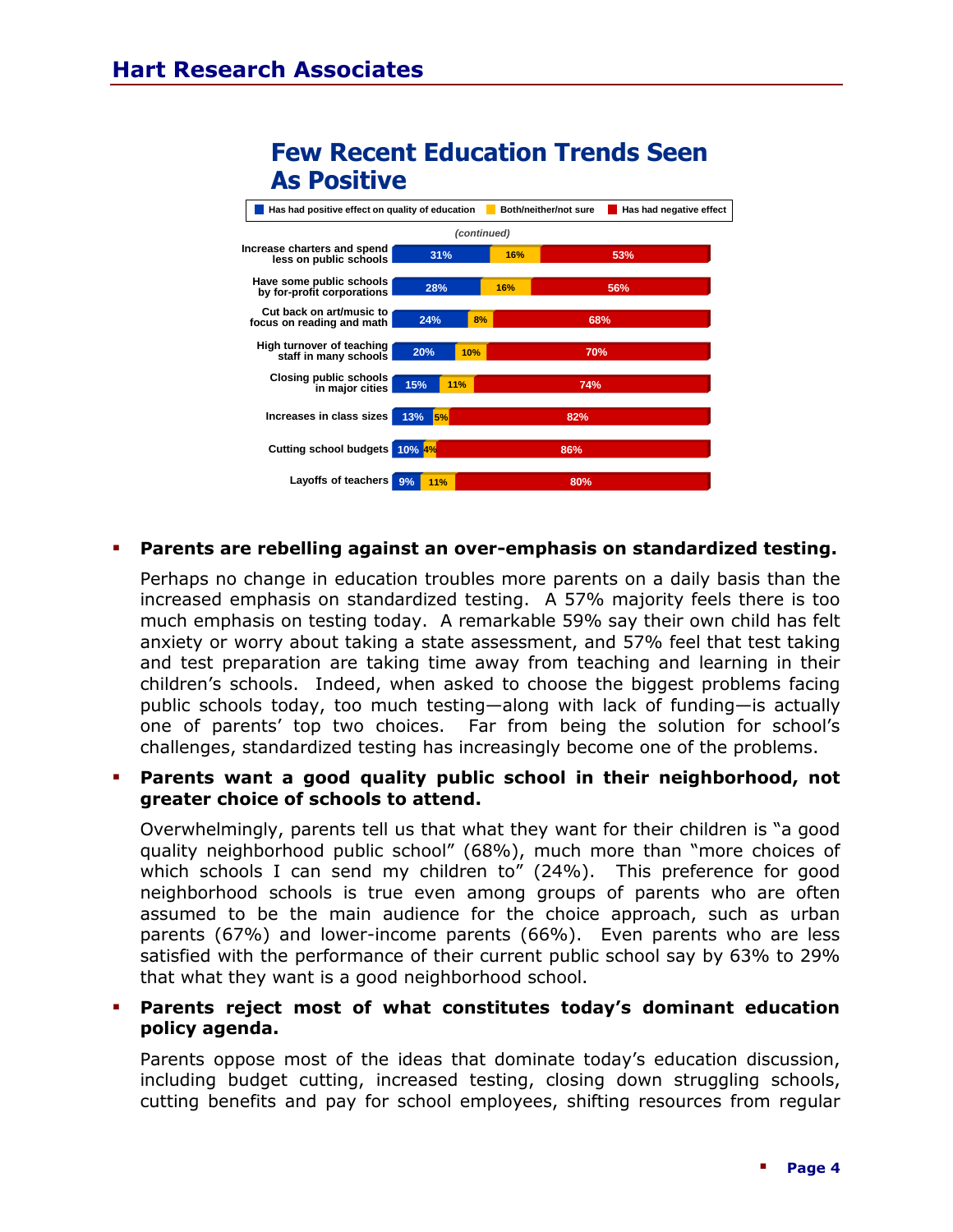## Few Recent Education Trends Seen As Positive

*(continued)*

| | Has had positive effect on quality of education | Both/neither/not sure | Has had negative effect |
|---|---|---|---|
| Increase charters and spend less on public schools | 31% | 16% | 53% |
| Have some public schools by for-profit corporations | 28% | 16% | 56% |
| Cut back on art/music to focus on reading and math | 24% | 8% | 68% |
| High turnover of teaching staff in many schools | 20% | 10% | 70% |
| Closing public schools in major cities | 15% | 11% | 74% |
| Increases in class sizes | 13% | 5% | 82% |
| Cutting school budgets | 10% | 4% | 86% |
| Layoffs of teachers | 9% | 11% | 80% |

- **Parents are rebelling against an over-emphasis on standardized testing.**

  Perhaps no change in education troubles more parents on a daily basis than the increased emphasis on standardized testing. A 57% majority feels there is too much emphasis on testing today. A remarkable 59% say their own child has felt anxiety or worry about taking a state assessment, and 57% feel that test taking and test preparation are taking time away from teaching and learning in their children's schools. Indeed, when asked to choose the biggest problems facing public schools today, too much testing—along with lack of funding—is actually one of parents' top two choices. Far from being the solution for school's challenges, standardized testing has increasingly become one of the problems.

- **Parents want a good quality public school in their neighborhood, not greater choice of schools to attend.**

  Overwhelmingly, parents tell us that what they want for their children is "a good quality neighborhood public school" (68%), much more than "more choices of which schools I can send my children to" (24%). This preference for good neighborhood schools is true even among groups of parents who are often assumed to be the main audience for the choice approach, such as urban parents (67%) and lower-income parents (66%). Even parents who are less satisfied with the performance of their current public school say by 63% to 29% that what they want is a good neighborhood school.

- **Parents reject most of what constitutes today's dominant education policy agenda.**

  Parents oppose most of the ideas that dominate today's education discussion, including budget cutting, increased testing, closing down struggling schools, cutting benefits and pay for school employees, shifting resources from regular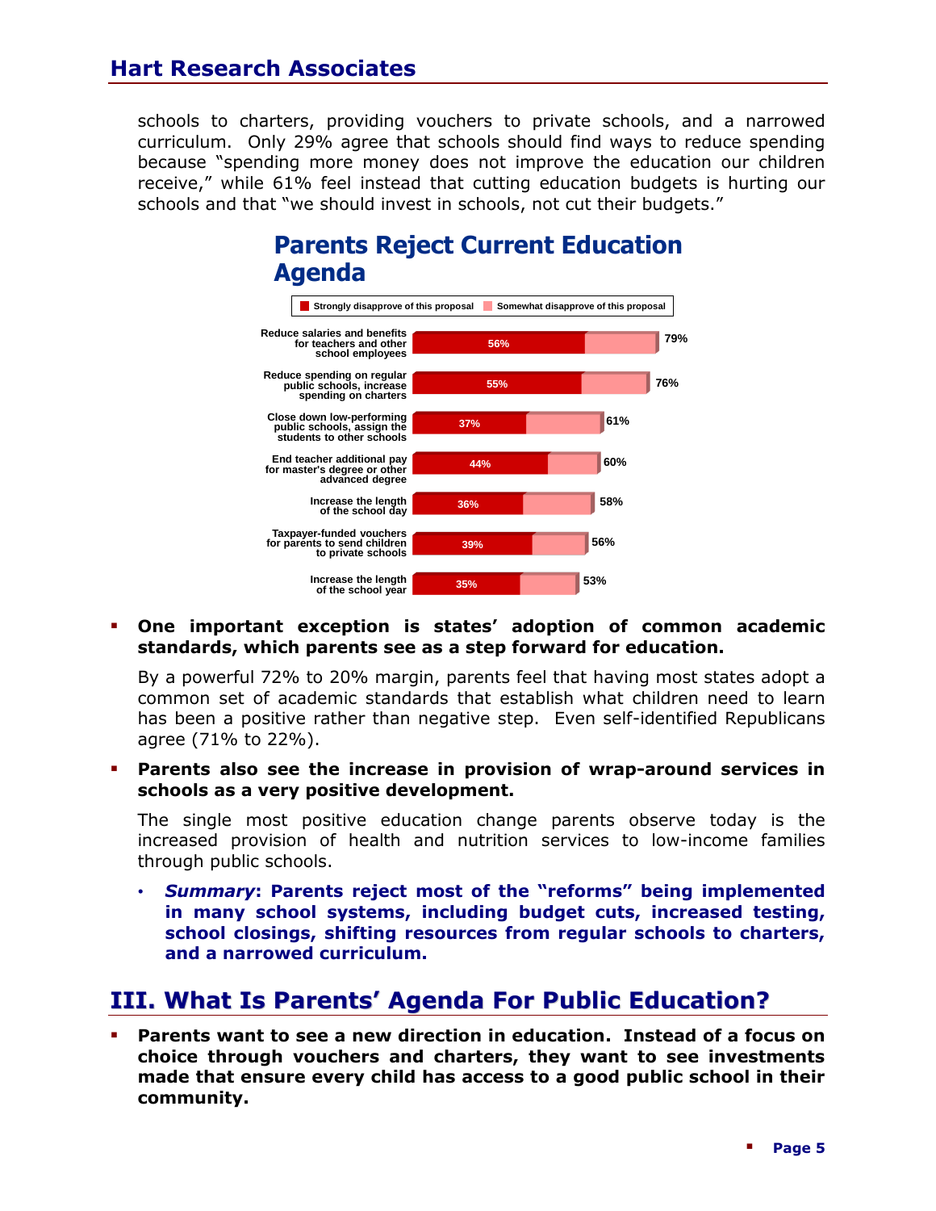schools to charters, providing vouchers to private schools, and a narrowed curriculum. Only 29% agree that schools should find ways to reduce spending because "spending more money does not improve the education our children receive," while 61% feel instead that cutting education budgets is hurting our schools and that "we should invest in schools, not cut their budgets."

**Parents Reject Current Education Agenda**

| Proposal | Strongly disapprove of this proposal | Total disapprove (strongly + somewhat) |
|---|---|---|
| Reduce salaries and benefits for teachers and other school employees | 56% | 79% |
| Reduce spending on regular public schools, increase spending on charters | 55% | 76% |
| Close down low-performing public schools, assign the students to other schools | 37% | 61% |
| End teacher additional pay for master's degree or other advanced degree | 44% | 60% |
| Increase the length of the school day | 36% | 58% |
| Taxpayer-funded vouchers for parents to send children to private schools | 39% | 56% |
| Increase the length of the school year | 35% | 53% |

- **One important exception is states' adoption of common academic standards, which parents see as a step forward for education.**

  By a powerful 72% to 20% margin, parents feel that having most states adopt a common set of academic standards that establish what children need to learn has been a positive rather than negative step. Even self-identified Republicans agree (71% to 22%).

- **Parents also see the increase in provision of wrap-around services in schools as a very positive development.**

  The single most positive education change parents observe today is the increased provision of health and nutrition services to low-income families through public schools.

  - ***Summary*: Parents reject most of the "reforms" being implemented in many school systems, including budget cuts, increased testing, school closings, shifting resources from regular schools to charters, and a narrowed curriculum.**

## III. What Is Parents' Agenda For Public Education?

- **Parents want to see a new direction in education. Instead of a focus on choice through vouchers and charters, they want to see investments made that ensure every child has access to a good public school in their community.**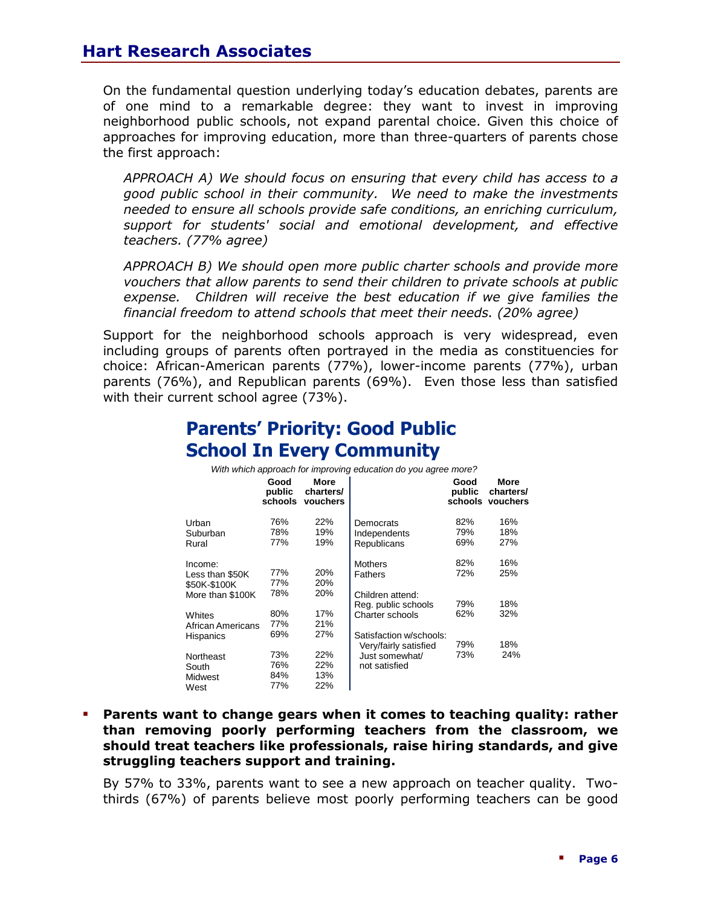On the fundamental question underlying today's education debates, parents are of one mind to a remarkable degree: they want to invest in improving neighborhood public schools, not expand parental choice. Given this choice of approaches for improving education, more than three-quarters of parents chose the first approach:

*APPROACH A) We should focus on ensuring that every child has access to a good public school in their community. We need to make the investments needed to ensure all schools provide safe conditions, an enriching curriculum, support for students' social and emotional development, and effective teachers. (77% agree)*

*APPROACH B) We should open more public charter schools and provide more vouchers that allow parents to send their children to private schools at public expense. Children will receive the best education if we give families the financial freedom to attend schools that meet their needs. (20% agree)*

Support for the neighborhood schools approach is very widespread, even including groups of parents often portrayed in the media as constituencies for choice: African-American parents (77%), lower-income parents (77%), urban parents (76%), and Republican parents (69%). Even those less than satisfied with their current school agree (73%).

## Parents' Priority: Good Public School In Every Community

*With which approach for improving education do you agree more?*

| | Good public schools | More charters/ vouchers |
|---|---|---|
| Urban | 76% | 22% |
| Suburban | 78% | 19% |
| Rural | 77% | 19% |
| Income: | | |
| Less than $50K | 77% | 20% |
| $50K-$100K | 77% | 20% |
| More than $100K | 78% | 20% |
| Whites | 80% | 17% |
| African Americans | 77% | 21% |
| Hispanics | 69% | 27% |
| Northeast | 73% | 22% |
| South | 76% | 22% |
| Midwest | 84% | 13% |
| West | 77% | 22% |

| | Good public schools | More charters/ vouchers |
|---|---|---|
| Democrats | 82% | 16% |
| Independents | 79% | 18% |
| Republicans | 69% | 27% |
| Mothers | 82% | 16% |
| Fathers | 72% | 25% |
| Children attend: | | |
| Reg. public schools | 79% | 18% |
| Charter schools | 62% | 32% |
| Satisfaction w/schools: | | |
| Very/fairly satisfied | 79% | 18% |
| Just somewhat/ not satisfied | 73% | 24% |

- **Parents want to change gears when it comes to teaching quality: rather than removing poorly performing teachers from the classroom, we should treat teachers like professionals, raise hiring standards, and give struggling teachers support and training.**

By 57% to 33%, parents want to see a new approach on teacher quality. Two-thirds (67%) of parents believe most poorly performing teachers can be good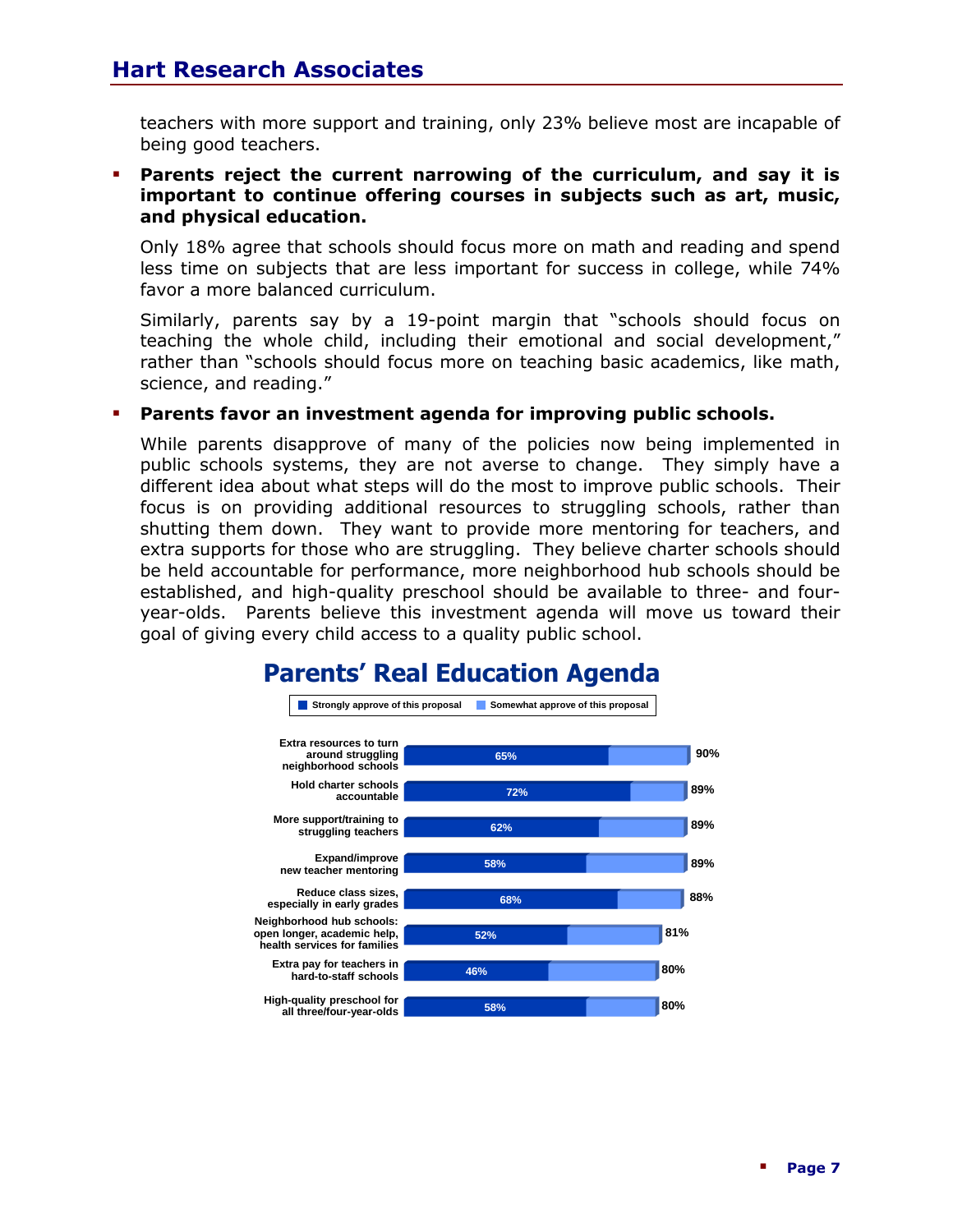teachers with more support and training, only 23% believe most are incapable of being good teachers.

- **Parents reject the current narrowing of the curriculum, and say it is important to continue offering courses in subjects such as art, music, and physical education.**

  Only 18% agree that schools should focus more on math and reading and spend less time on subjects that are less important for success in college, while 74% favor a more balanced curriculum.

  Similarly, parents say by a 19-point margin that "schools should focus on teaching the whole child, including their emotional and social development," rather than "schools should focus more on teaching basic academics, like math, science, and reading."

- **Parents favor an investment agenda for improving public schools.**

  While parents disapprove of many of the policies now being implemented in public schools systems, they are not averse to change. They simply have a different idea about what steps will do the most to improve public schools. Their focus is on providing additional resources to struggling schools, rather than shutting them down. They want to provide more mentoring for teachers, and extra supports for those who are struggling. They believe charter schools should be held accountable for performance, more neighborhood hub schools should be established, and high-quality preschool should be available to three- and four-year-olds. Parents believe this investment agenda will move us toward their goal of giving every child access to a quality public school.

## Parents' Real Education Agenda

| Proposal | Strongly approve of this proposal | Total approve (strongly + somewhat) |
|---|---|---|
| Extra resources to turn around struggling neighborhood schools | 65% | 90% |
| Hold charter schools accountable | 72% | 89% |
| More support/training to struggling teachers | 62% | 89% |
| Expand/improve new teacher mentoring | 58% | 89% |
| Reduce class sizes, especially in early grades | 68% | 88% |
| Neighborhood hub schools: open longer, academic help, health services for families | 52% | 81% |
| Extra pay for teachers in hard-to-staff schools | 46% | 80% |
| High-quality preschool for all three/four-year-olds | 58% | 80% |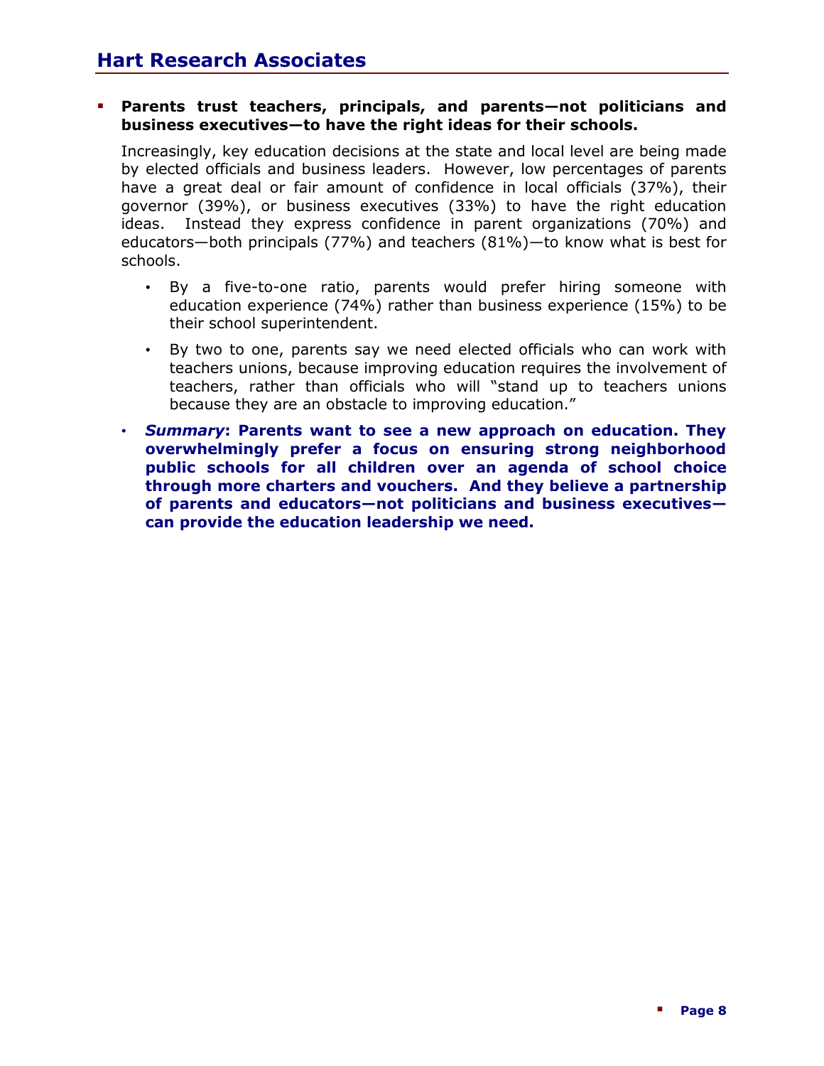- **Parents trust teachers, principals, and parents—not politicians and business executives—to have the right ideas for their schools.**

  Increasingly, key education decisions at the state and local level are being made by elected officials and business leaders. However, low percentages of parents have a great deal or fair amount of confidence in local officials (37%), their governor (39%), or business executives (33%) to have the right education ideas. Instead they express confidence in parent organizations (70%) and educators—both principals (77%) and teachers (81%)—to know what is best for schools.

  - By a five-to-one ratio, parents would prefer hiring someone with education experience (74%) rather than business experience (15%) to be their school superintendent.
  - By two to one, parents say we need elected officials who can work with teachers unions, because improving education requires the involvement of teachers, rather than officials who will "stand up to teachers unions because they are an obstacle to improving education."

- ***Summary*: Parents want to see a new approach on education. They overwhelmingly prefer a focus on ensuring strong neighborhood public schools for all children over an agenda of school choice through more charters and vouchers. And they believe a partnership of parents and educators—not politicians and business executives—can provide the education leadership we need.**